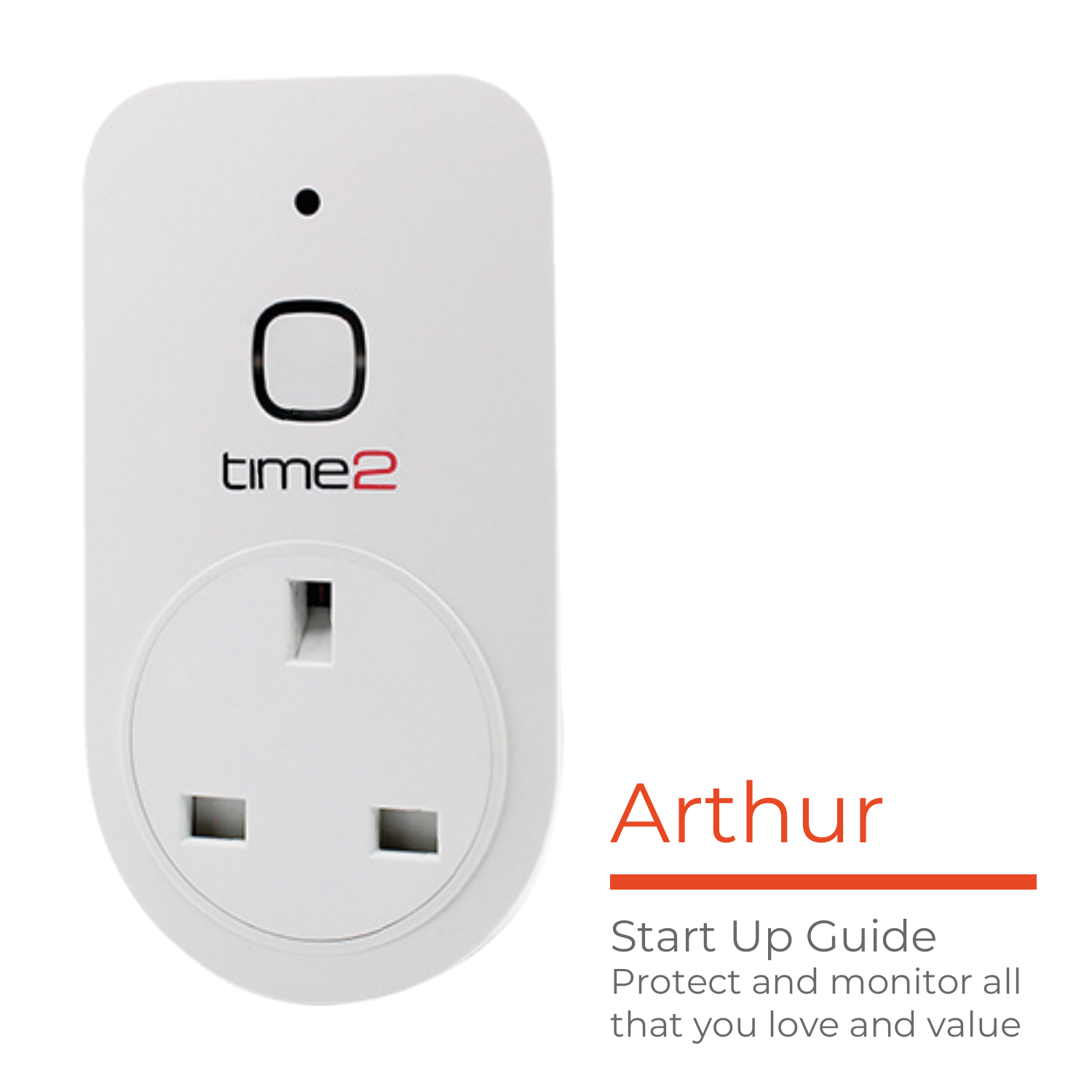# Arthur

## Start Up Guide

Protect and monitor all that you love and value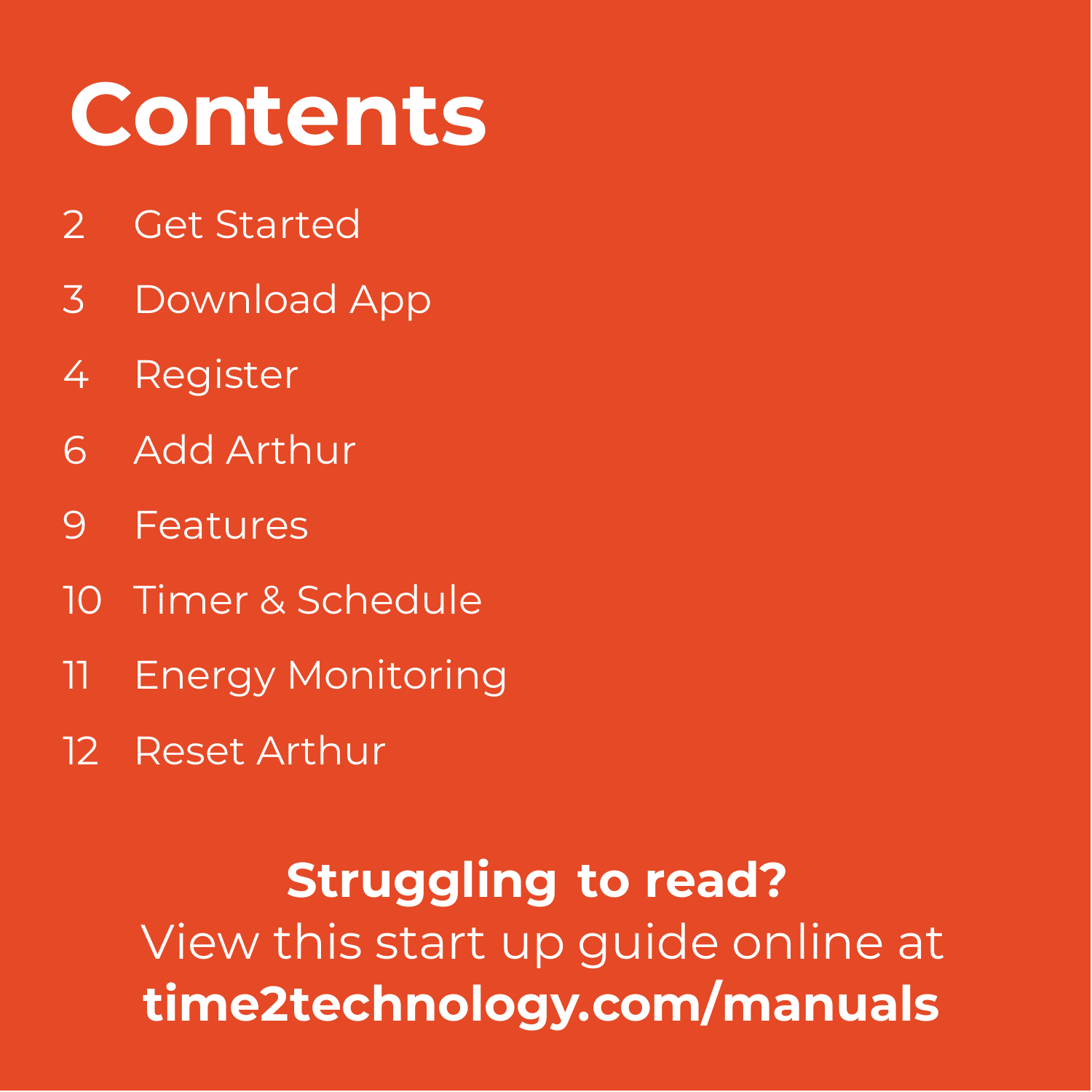# Contents

| | |
|---|---|
| 2 | Get Started |
| 3 | Download App |
| 4 | Register |
| 6 | Add Arthur |
| 9 | Features |
| 10 | Timer & Schedule |
| 11 | Energy Monitoring |
| 12 | Reset Arthur |

**Struggling to read?**
View this start up guide online at
**time2technology.com/manuals**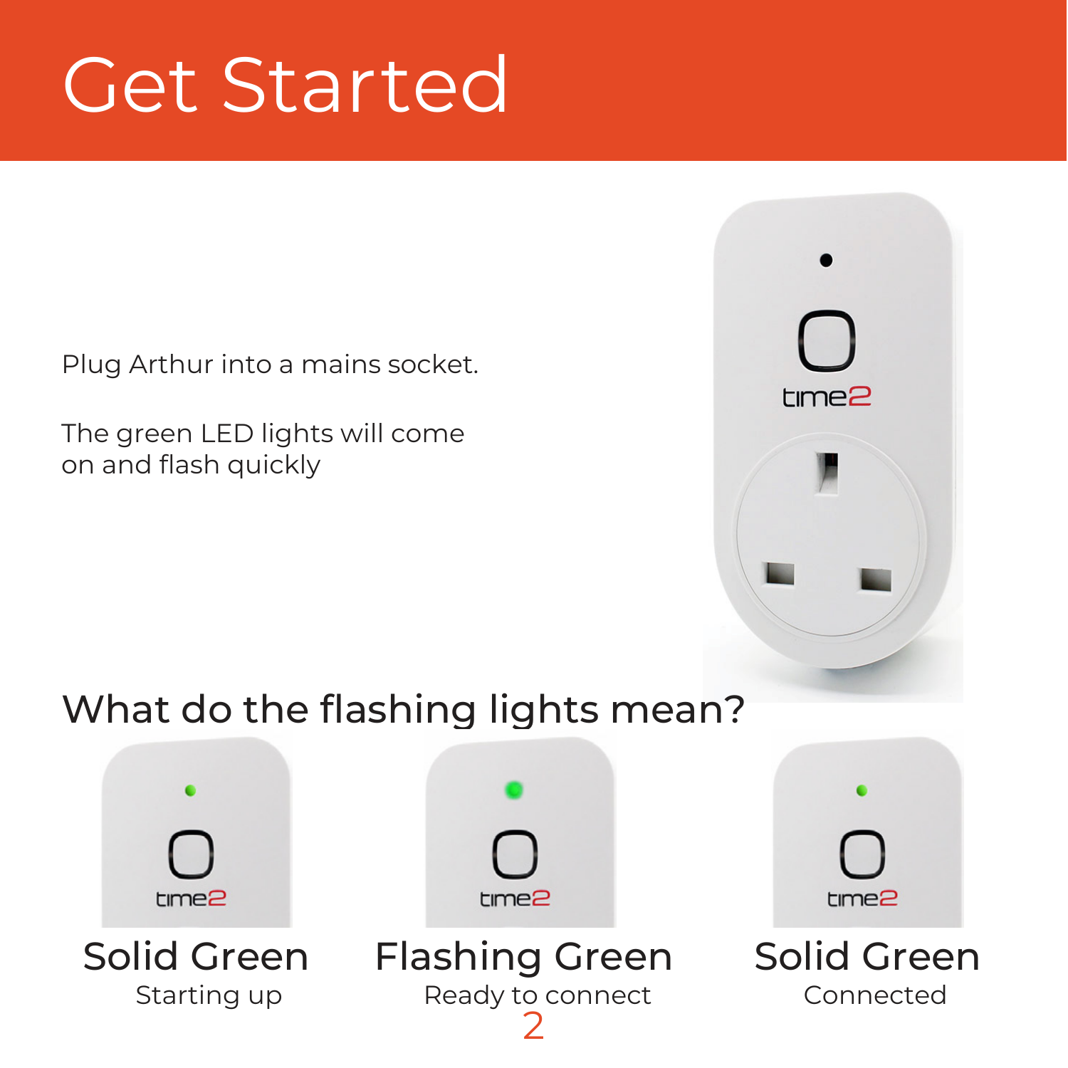# Get Started

Plug Arthur into a mains socket.

The green LED lights will come on and flash quickly

## What do the flashing lights mean?

**Solid Green**
Starting up

**Flashing Green**
Ready to connect

**Solid Green**
Connected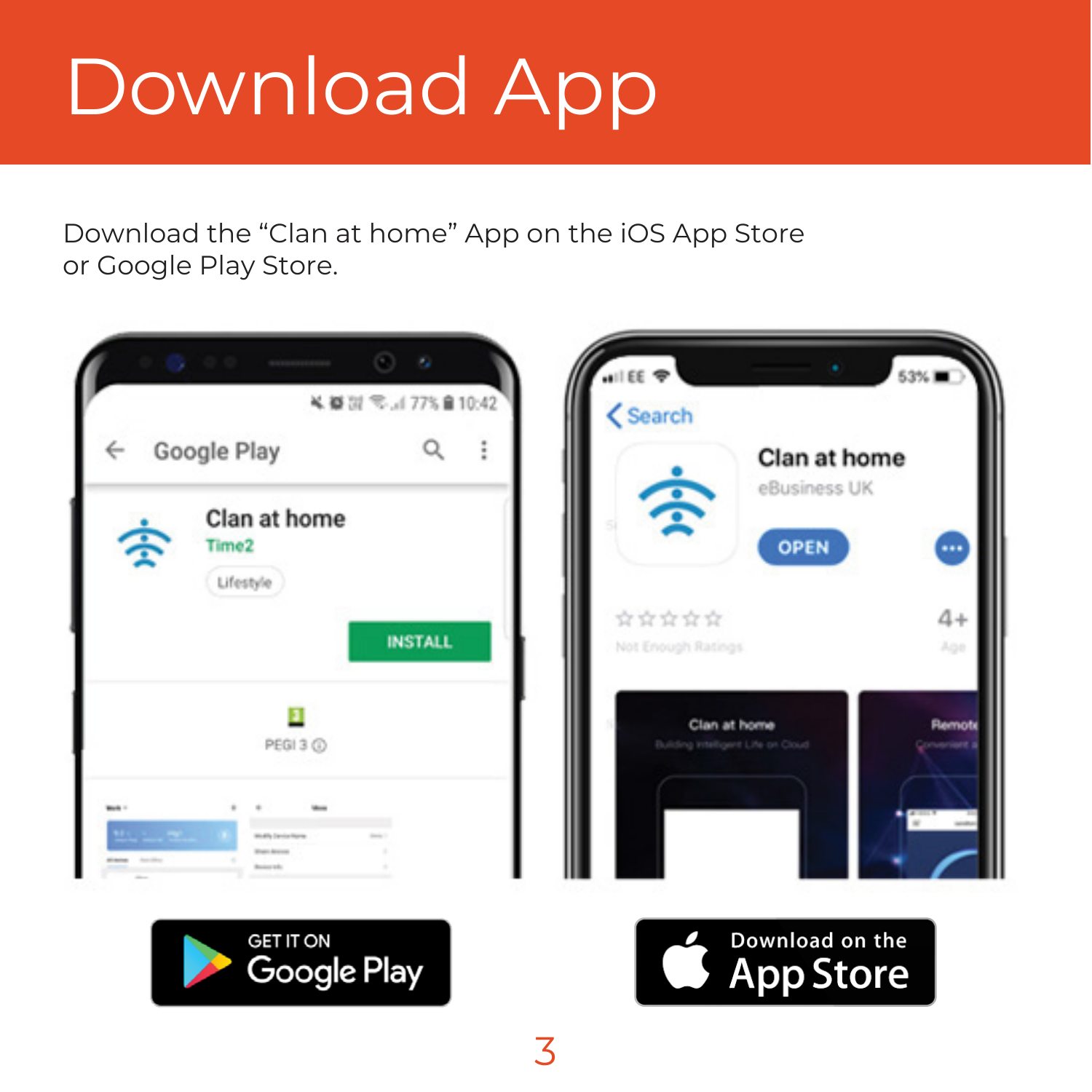# Download App

Download the “Clan at home” App on the iOS App Store or Google Play Store.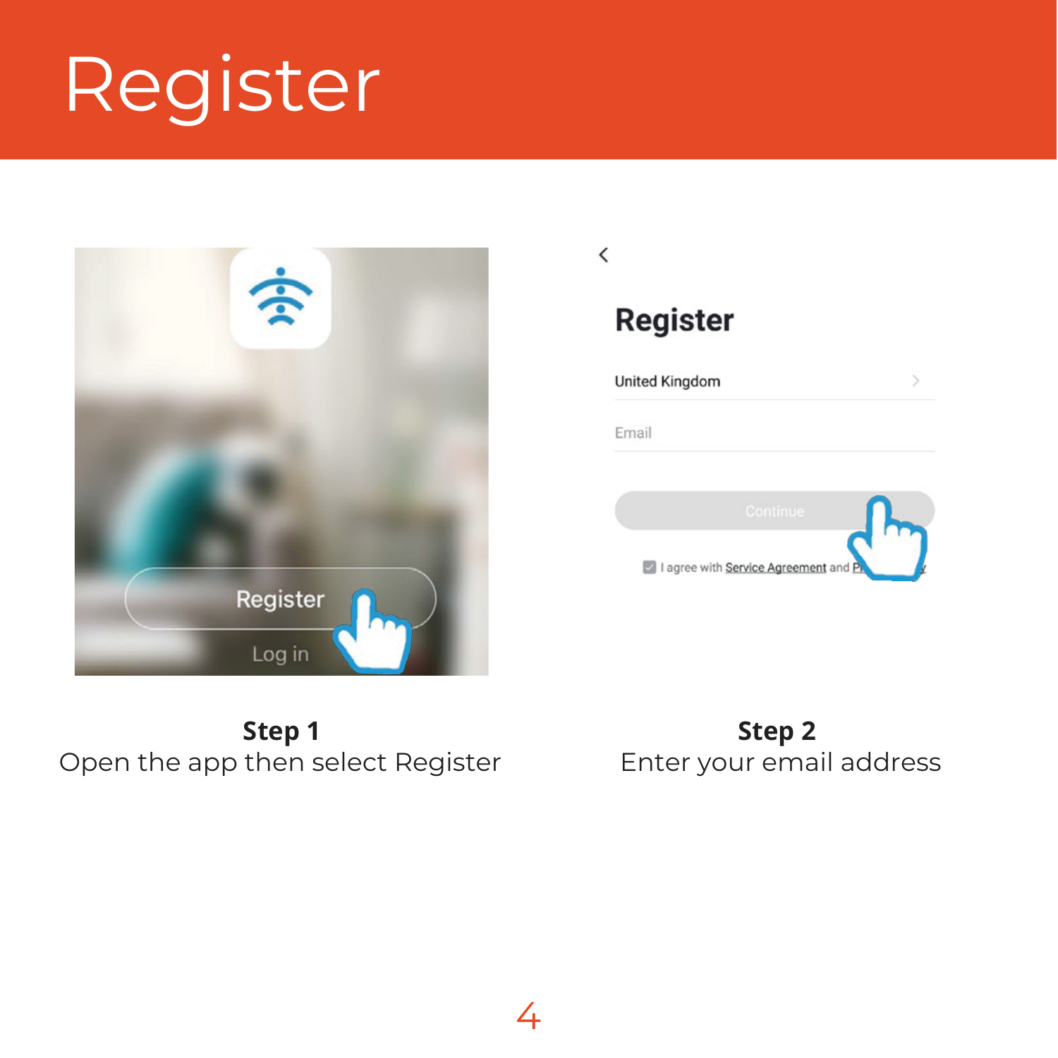# Register

**Step 1**
Open the app then select Register

**Step 2**
Enter your email address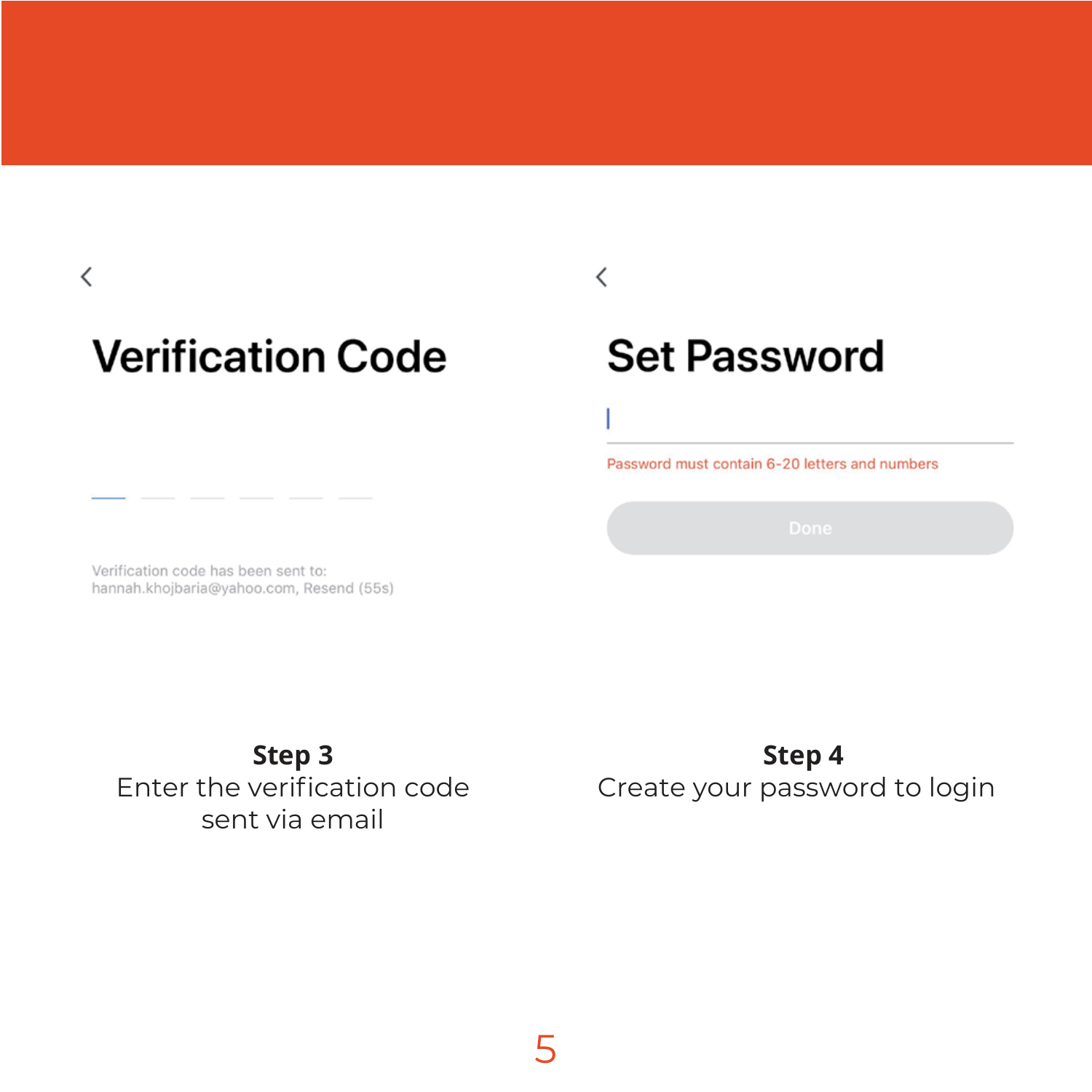## Verification Code

Verification code has been sent to: hannah.khojbaria@yahoo.com, Resend (55s)

**Step 3**
Enter the verification code sent via email

## Set Password

Password must contain 6-20 letters and numbers

Done

**Step 4**
Create your password to login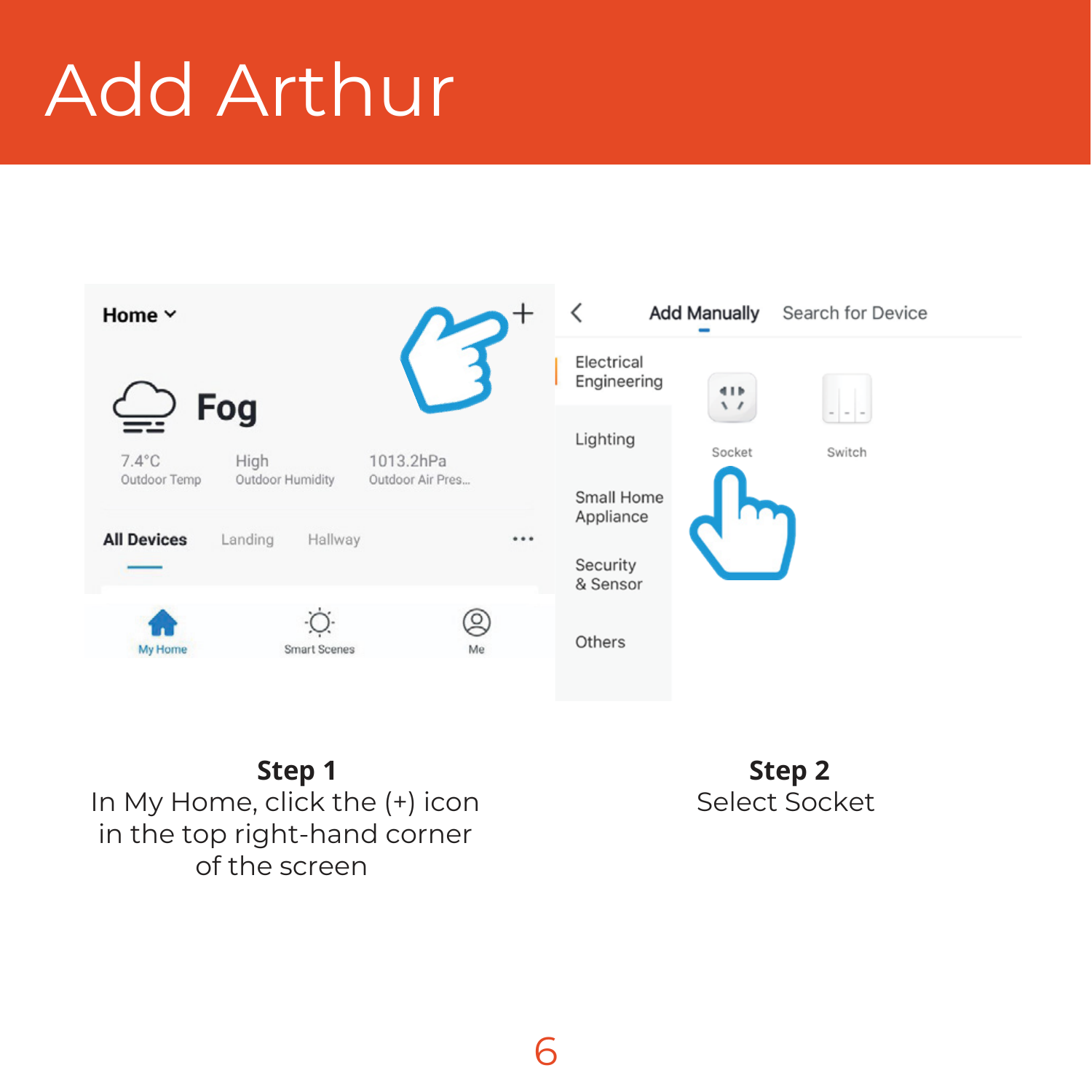# Add Arthur

**Step 1**
In My Home, click the (+) icon in the top right-hand corner of the screen

**Step 2**
Select Socket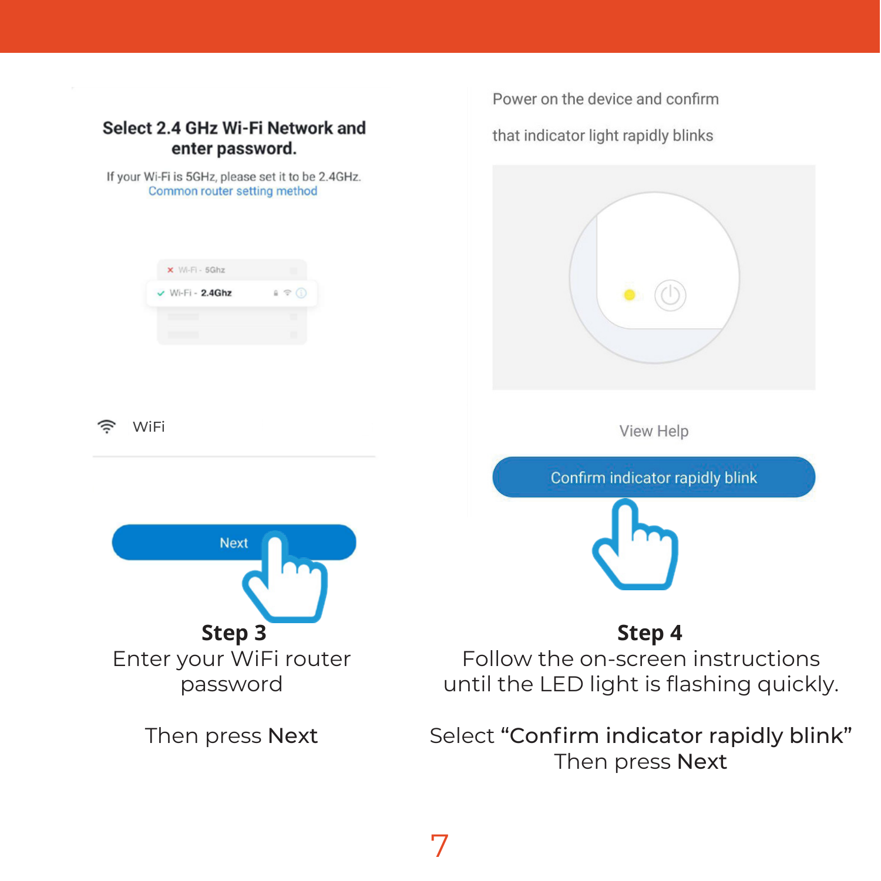Select 2.4 GHz Wi-Fi Network and enter password.

If your Wi-Fi is 5GHz, please set it to be 2.4GHz.
Common router setting method

Wi-Fi - 5Ghz

Wi-Fi - 2.4Ghz

WiFi

Next

## Step 3

Enter your WiFi router password

Then press **Next**

Power on the device and confirm that indicator light rapidly blinks

View Help

Confirm indicator rapidly blink

## Step 4

Follow the on-screen instructions until the LED light is flashing quickly.

Select **"Confirm indicator rapidly blink"**
Then press **Next**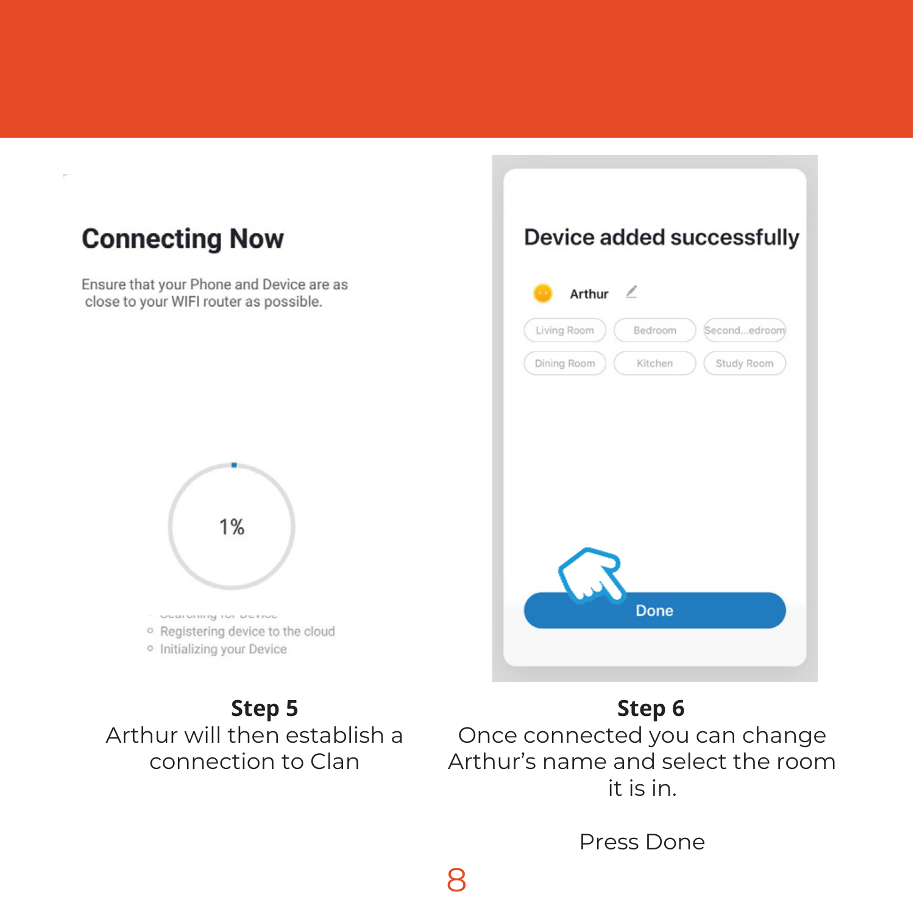## Connecting Now

Ensure that your Phone and Device are as close to your WIFI router as possible.

1%

- Searching for Device
- Registering device to the cloud
- Initializing your Device

**Step 5**

Arthur will then establish a connection to Clan

## Device added successfully

Arthur

Living Room | Bedroom | Second...edroom | Dining Room | Kitchen | Study Room

Done

**Step 6**

Once connected you can change Arthur's name and select the room it is in.

Press Done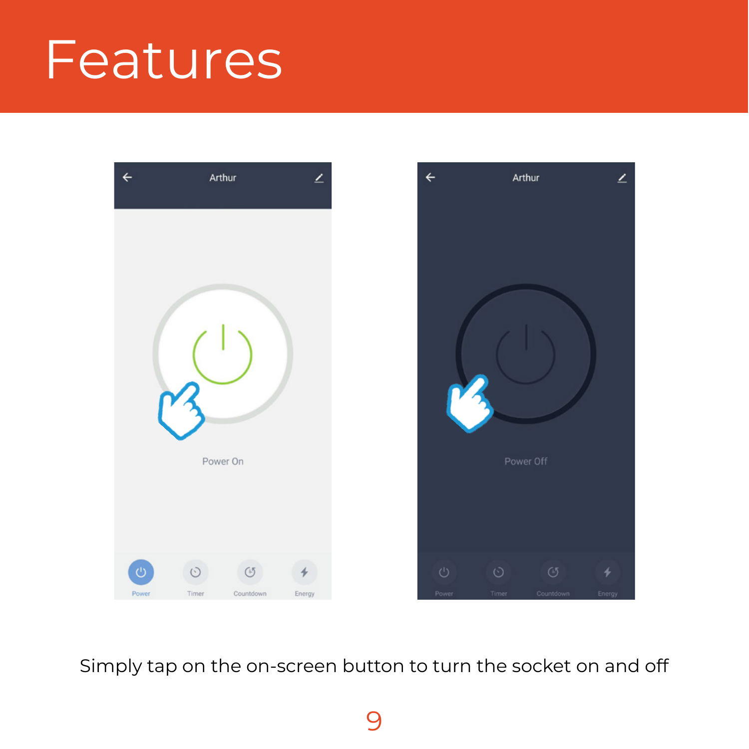# Features

Simply tap on the on-screen button to turn the socket on and off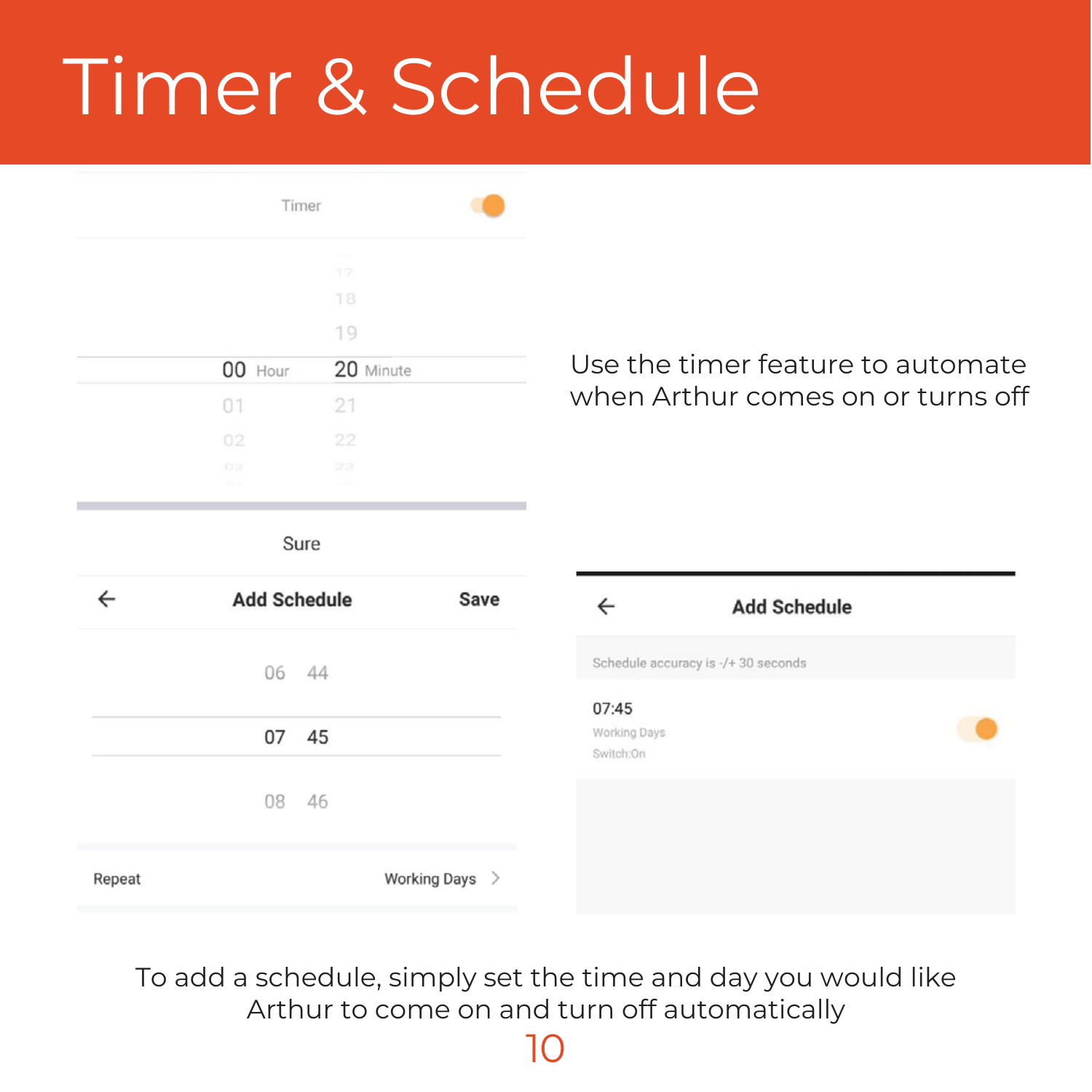# Timer & Schedule

Timer

00 Hour 20 Minute

Sure

Add Schedule Save

07 45

Repeat Working Days

Use the timer feature to automate when Arthur comes on or turns off

Add Schedule

Schedule accuracy is -/+ 30 seconds

07:45
Working Days
Switch:On

To add a schedule, simply set the time and day you would like Arthur to come on and turn off automatically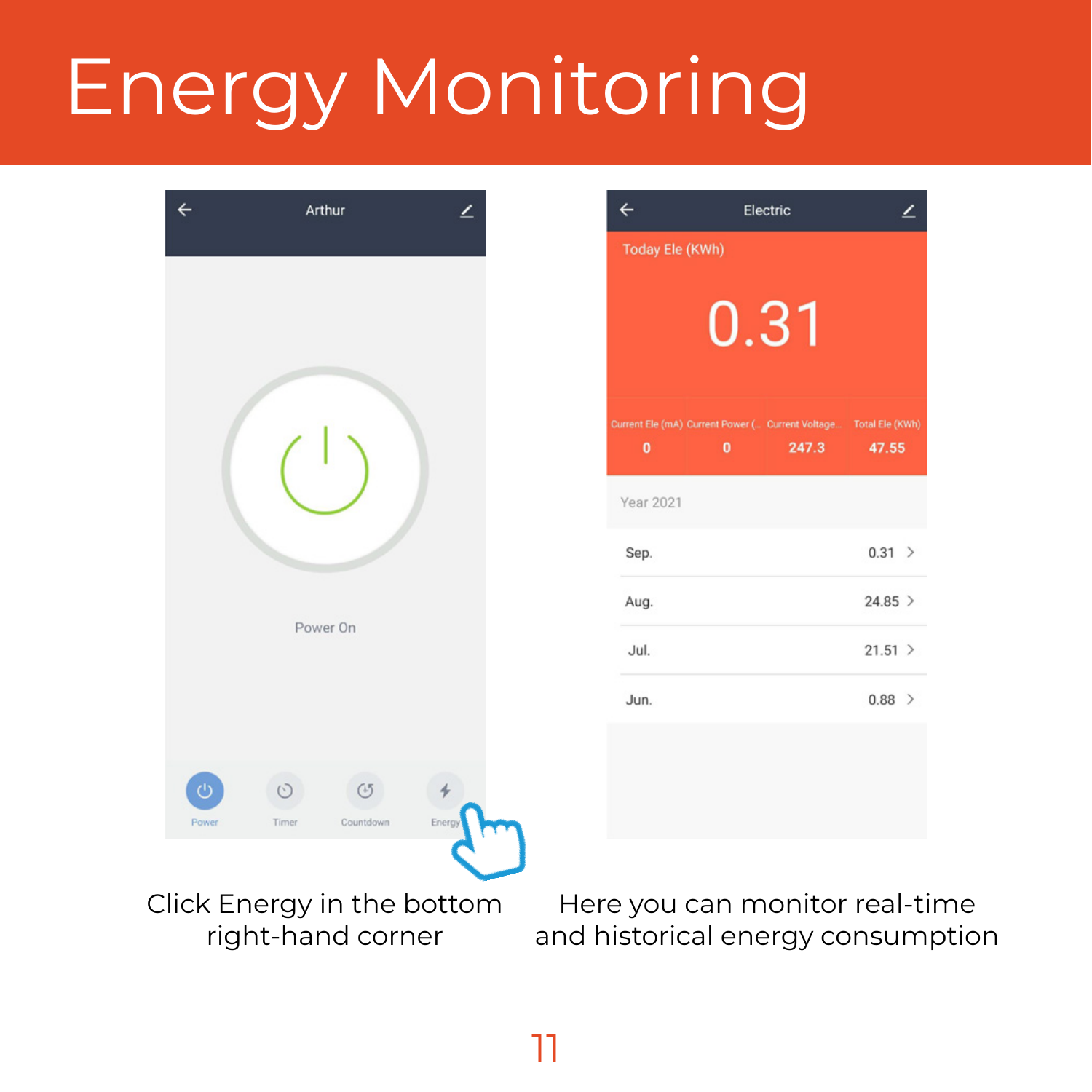# Energy Monitoring

Click Energy in the bottom right-hand corner

Here you can monitor real-time and historical energy consumption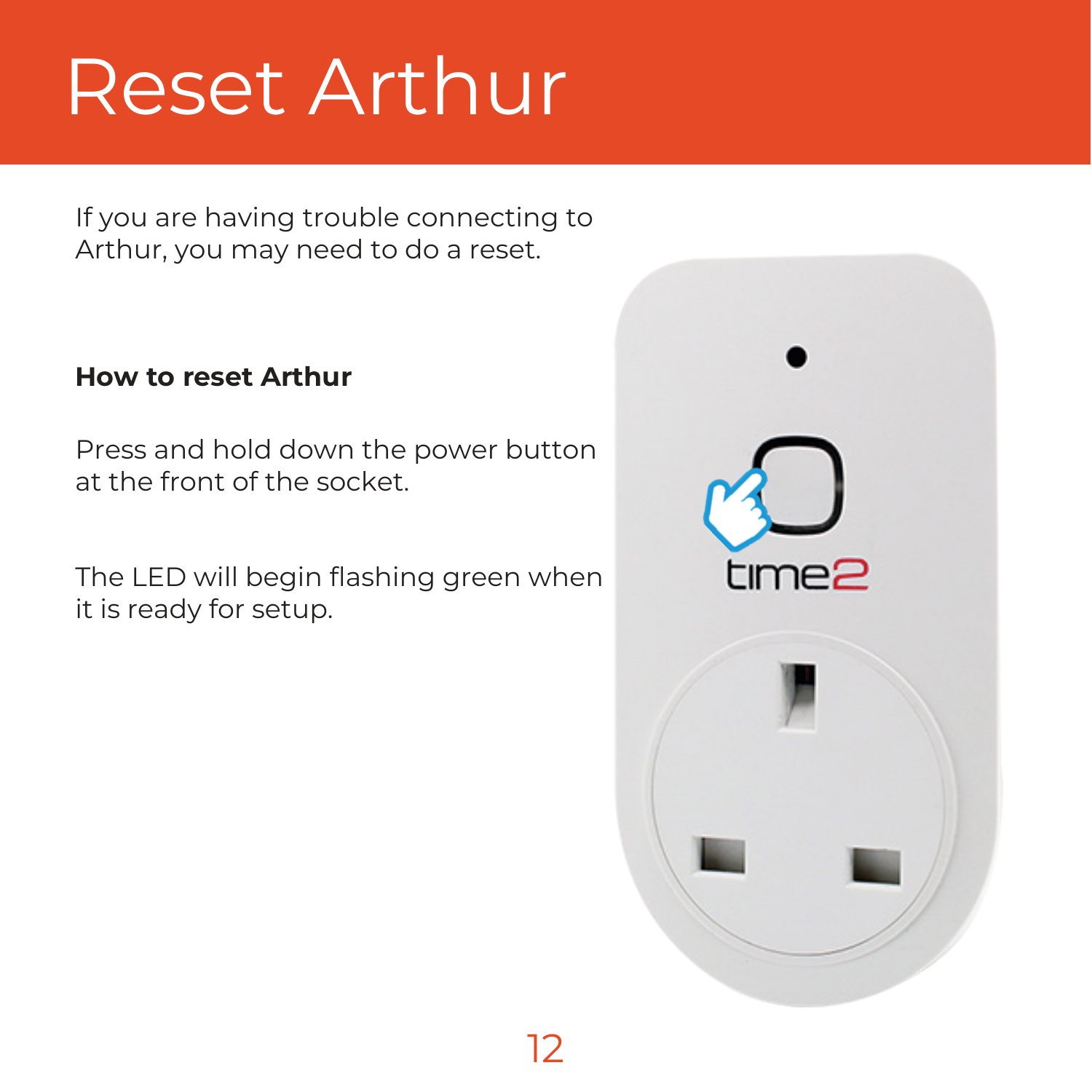# Reset Arthur

If you are having trouble connecting to Arthur, you may need to do a reset.

**How to reset Arthur**

Press and hold down the power button at the front of the socket.

The LED will begin flashing green when it is ready for setup.